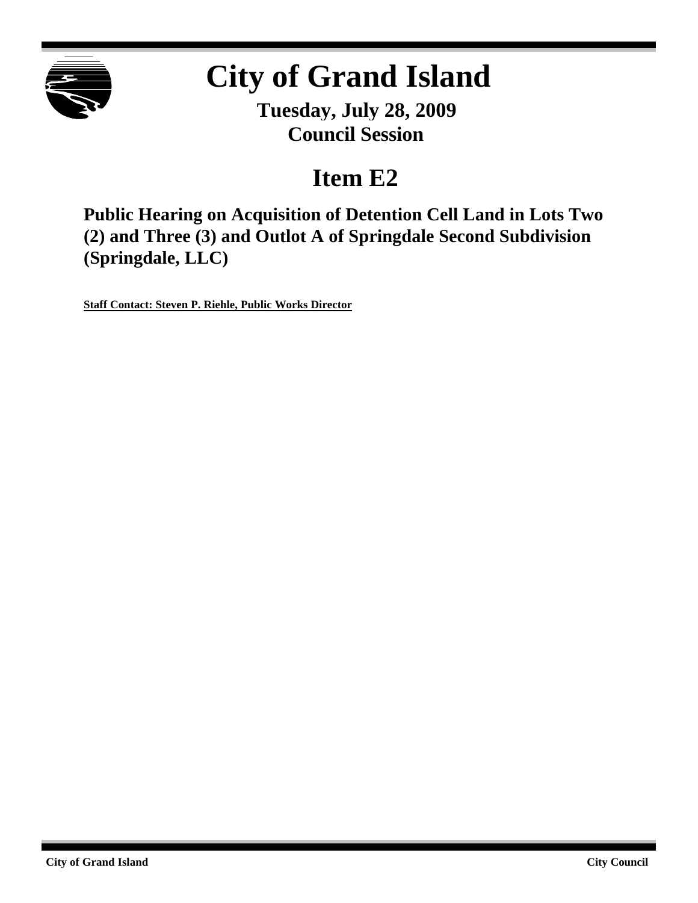# City of Grand Island

**Tuesday, July 28, 2009**
**Council Session**

## Item E2

**Public Hearing on Acquisition of Detention Cell Land in Lots Two (2) and Three (3) and Outlot A of Springdale Second Subdivision (Springdale, LLC)**

**Staff Contact: Steven P. Riehle, Public Works Director**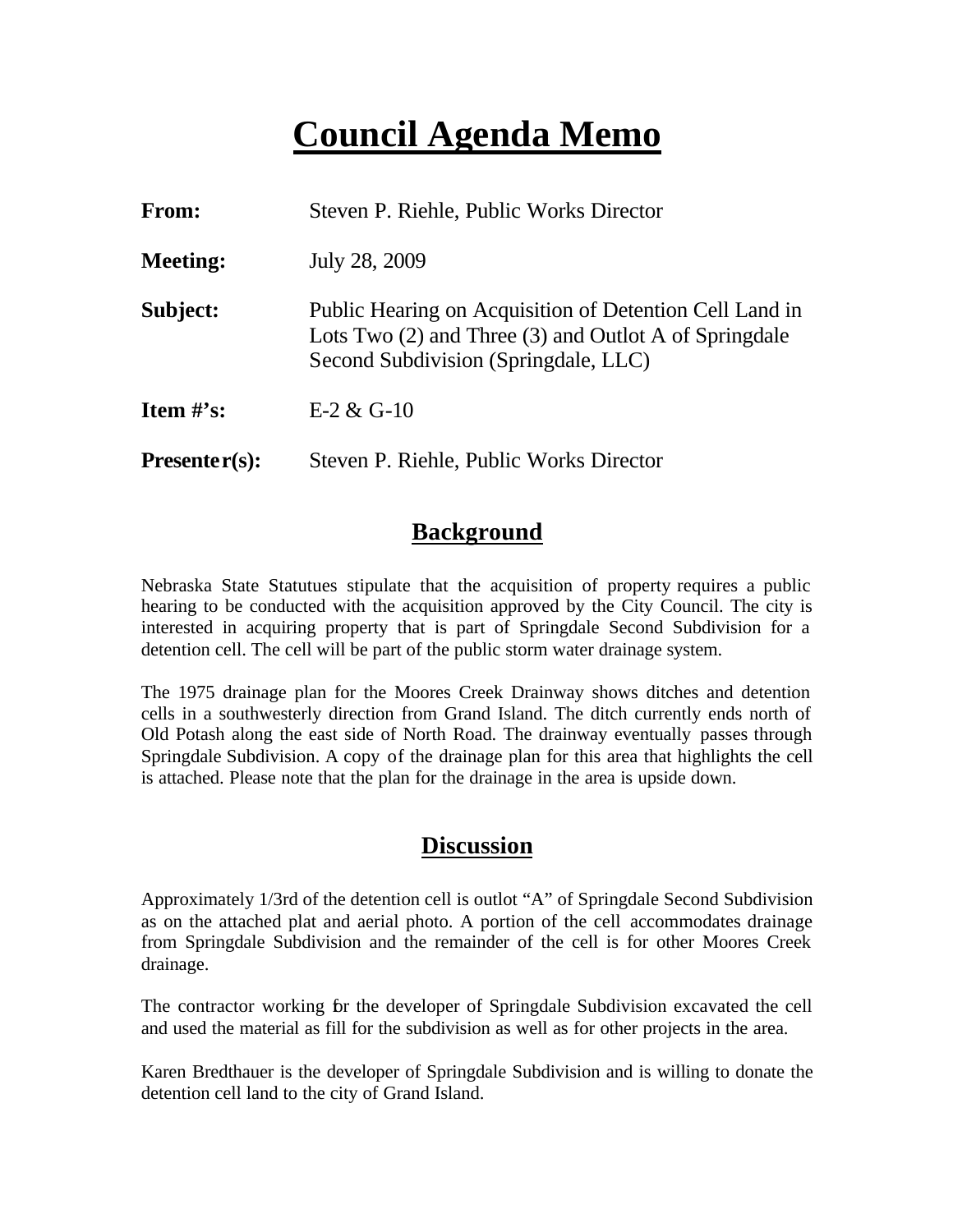# Council Agenda Memo

**From:** Steven P. Riehle, Public Works Director

**Meeting:** July 28, 2009

**Subject:** Public Hearing on Acquisition of Detention Cell Land in Lots Two (2) and Three (3) and Outlot A of Springdale Second Subdivision (Springdale, LLC)

**Item #'s:** E-2 & G-10

**Presenter(s):** Steven P. Riehle, Public Works Director

## Background

Nebraska State Statutues stipulate that the acquisition of property requires a public hearing to be conducted with the acquisition approved by the City Council. The city is interested in acquiring property that is part of Springdale Second Subdivision for a detention cell. The cell will be part of the public storm water drainage system.

The 1975 drainage plan for the Moores Creek Drainway shows ditches and detention cells in a southwesterly direction from Grand Island. The ditch currently ends north of Old Potash along the east side of North Road. The drainway eventually passes through Springdale Subdivision. A copy of the drainage plan for this area that highlights the cell is attached. Please note that the plan for the drainage in the area is upside down.

## Discussion

Approximately 1/3rd of the detention cell is outlot "A" of Springdale Second Subdivision as on the attached plat and aerial photo. A portion of the cell accommodates drainage from Springdale Subdivision and the remainder of the cell is for other Moores Creek drainage.

The contractor working for the developer of Springdale Subdivision excavated the cell and used the material as fill for the subdivision as well as for other projects in the area.

Karen Bredthauer is the developer of Springdale Subdivision and is willing to donate the detention cell land to the city of Grand Island.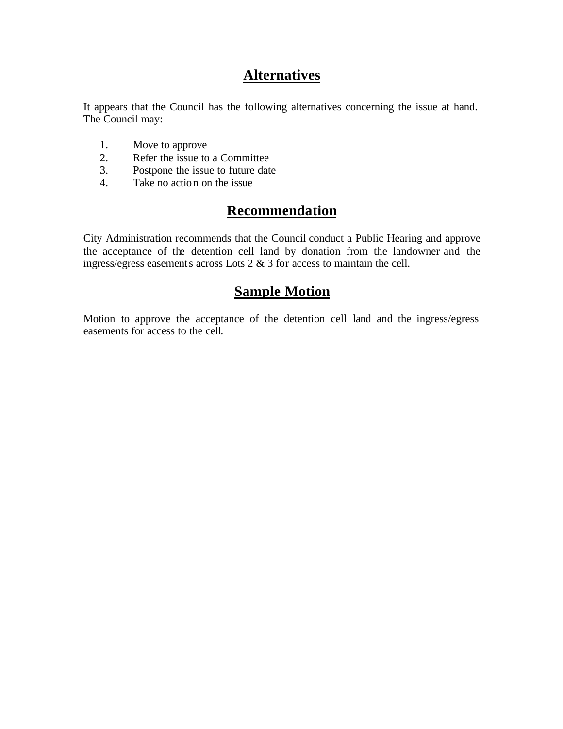## Alternatives

It appears that the Council has the following alternatives concerning the issue at hand. The Council may:

1. Move to approve
2. Refer the issue to a Committee
3. Postpone the issue to future date
4. Take no action on the issue

## Recommendation

City Administration recommends that the Council conduct a Public Hearing and approve the acceptance of the detention cell land by donation from the landowner and the ingress/egress easements across Lots 2 & 3 for access to maintain the cell.

## Sample Motion

Motion to approve the acceptance of the detention cell land and the ingress/egress easements for access to the cell.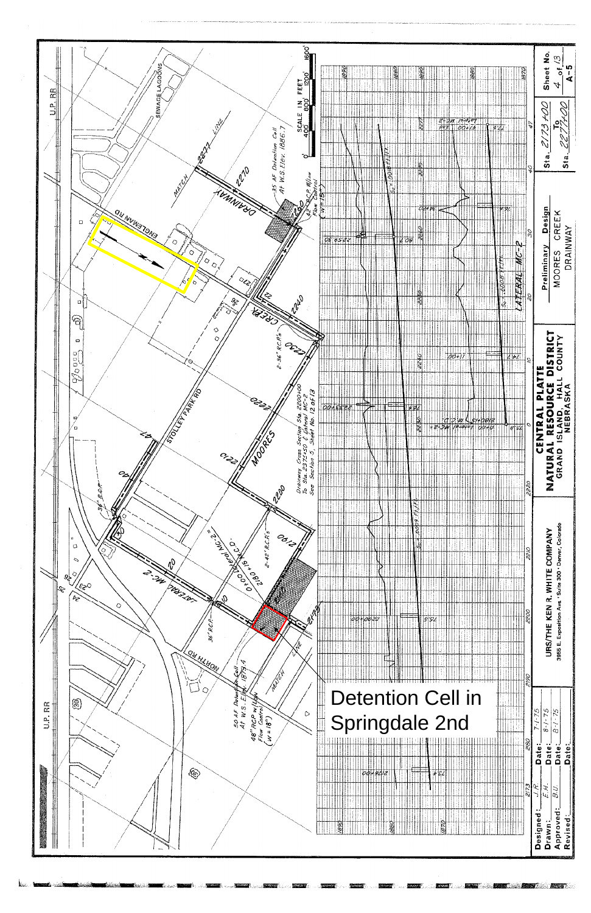Detention Cell in Springdale 2nd

SCALE IN FEET
0 400 800 1200 1600

U.P. RR

SEWAGE LAGOONS

MATCH 2277 LINE

DRAINWAY

35 AF Detention Cell
At W.S. Elev. 1886.7

42" RCP W/Low Flow Control (W=15")

ENGLEMAN RD

MOORES CREEK

2-96" R.C.P.'s

STOLLEY PARK RD

Drainway Cross Section Sta. 2200+00 To Sta. 2272+50 & Lateral MC-2 See Section 5, Sheet No. 12 of 13

2-42" R.C.P.'s

LATERAL MC-2

0+00 Lateral MC-2 = 2180+15 M.C.D.

36" R.C.P.

NORTH RD

50 AF Detention Cell
At W.S. Elev. 1879.4
48" RCP w/Low Flow Control (W=18")

MATCH LINE 2173

U.P. RR

LATERAL MC-2

Designed: J.R. Date: 7-1-75
Drawn: E.H. Date: 8-1-75
Approved: B.U. Date: 8-1-75
Revised: Date:

URS/THE KEN R. WHITE COMPANY
3955 E. Exposition Ave. • Suite 300 • Denver, Colorado

CENTRAL PLATTE
NATURAL RESOURCE DISTRICT
GRAND ISLAND, HALL COUNTY
NEBRASKA

Preliminary Design
MOORES CREEK
DRAINWAY

Sta. 2173+00
To
Sta. 2277+00

Sheet No. 4 of 13
A-5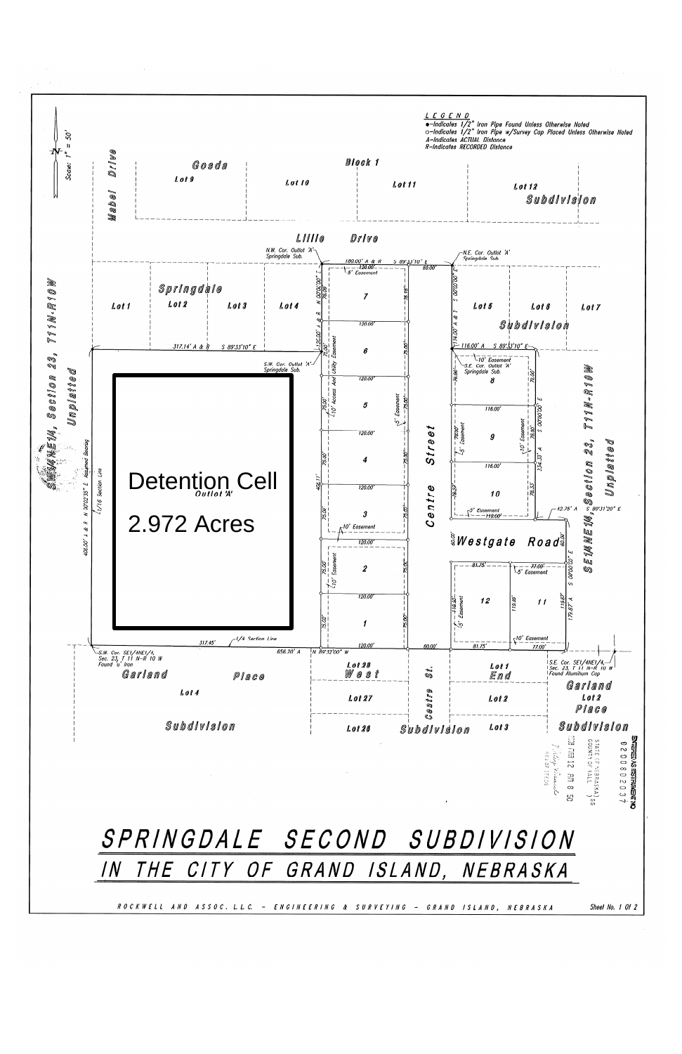LEGEND

●–Indicates 1/2" Iron Pipe Found Unless Otherwise Noted
○–Indicates 1/2" Iron Pipe w/Survey Cap Placed Unless Otherwise Noted
A–Indicates ACTUAL Distance
R–Indicates RECORDED Distance

Scale: 1" = 50'

Mabel Drive

Gosda Block 1 Subdivision

Lot 9 Lot 10 Lot 11 Lot 12

Lillie Drive

N.W. Cor. Outlot 'A' Springdale Sub.

N.E. Cor. Outlot 'A' Springdale Sub.

180.00' A & R S 89°33'10" E

Springdale Subdivision

Lot 1 Lot 2 Lot 3 Lot 4 Lot 5 Lot 6 Lot 7

317.14' A & R S 89°33'10" E

S.W. Cor. Outlot 'A' Springdale Sub.

116.00' A S 89°33'10" E

10' Easement

S.E. Cor. Outlot 'A' Springdale Sub.

SW1/4NE1/4, Section 23, T11N-R10W Unplatted

SE1/4NE1/4, Section 23, T11N-R10W Unplatted

Detention Cell

Outlot 'A'

2.972 Acres

1/16 Section Line

408.00' A & R N 00°02'35" E Assumed Bearing

10' Access And Utility Easement

5' Easement

10' Easement

3' Easement

Centre Street

Westgate Road

42.75' A S 89°31'20" E

1/4 Section Line

317.45' 656.20' A N 89°32'00" W

S.W. Cor. SE1/4NE1/4, Sec. 23, T 11 N-R 10 W Found 'u' Iron

S.E. Cor. SE1/4NE1/4, Sec. 23, T 11 N-R 10 W Found Aluminum Cap

Garland Place Subdivision

Lot 4

West End Subdivision

Lot 28 Lot 27 Lot 26

Centre St.

Lot 1 Lot 2 Lot 3

Garland Place Subdivision

Lot 2

ENTERED AS INSTRUMENT NO 0 2 0 0 8 0 2 0 3 7

STATE OF NEBRASKA } ss COUNTY OF HALL

2008 MAR 12 PM 8 50

REGISTER OF DEEDS

# SPRINGDALE SECOND SUBDIVISION

## IN THE CITY OF GRAND ISLAND, NEBRASKA

ROCKWELL AND ASSOC. L.L.C. – ENGINEERING & SURVEYING – GRAND ISLAND, NEBRASKA

Sheet No. 1 Of 2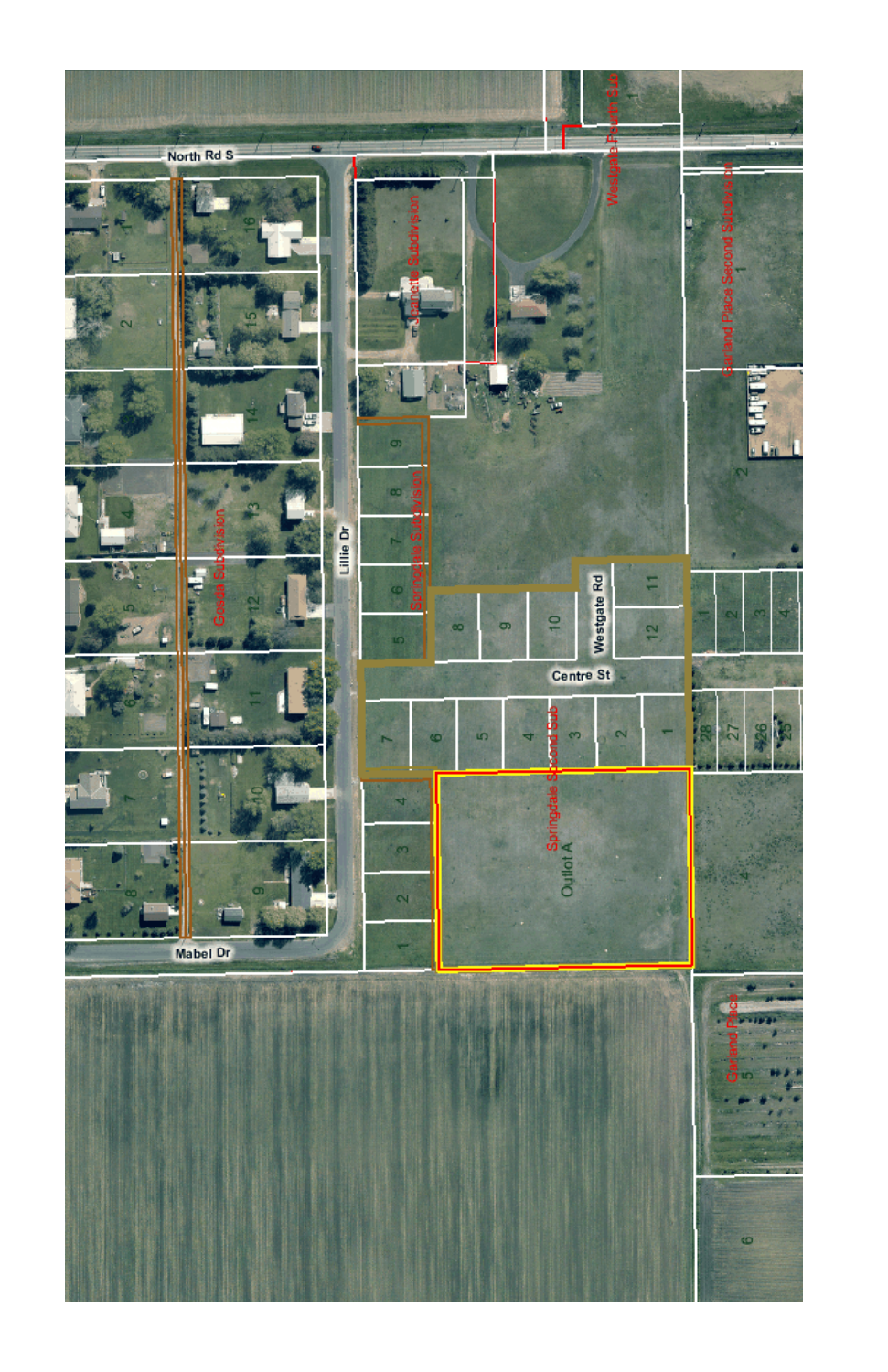North Rd S

Westgate Fourth Sub

Garland Place Second Subdivision

Goede Subdivision

Lillie Dr

Springdale Subdivision

Westgate Rd

Centre St

Springdale Second Sub

Outlot A

Mabel Dr

Garland Place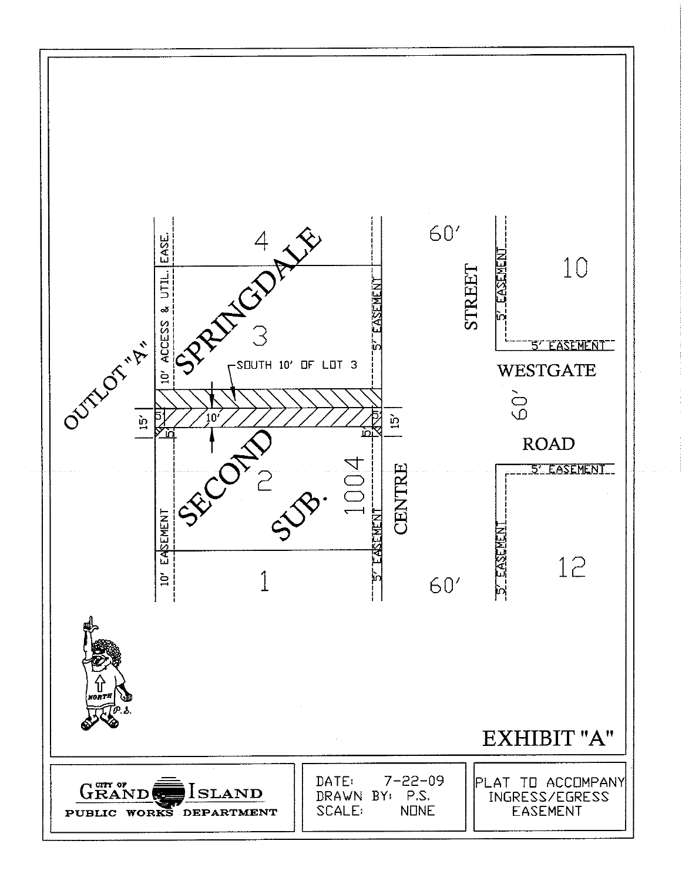OUTLOT "A"

10' ACCESS & UTIL. EASE.

4

SPRINGDALE

3

SOUTH 10' OF LOT 3

5' EASEMENT

15'

5'

10'

5'

5'

15'

SECOND

2

SUB.

1004

CENTRE

10' EASEMENT

5' EASEMENT

1

60'

STREET

60'

5' EASEMENT

10

5' EASEMENT

WESTGATE

60'

ROAD

5' EASEMENT

5' EASEMENT

12

NORTH

P.S.

EXHIBIT "A"

CITY OF GRAND ISLAND
PUBLIC WORKS DEPARTMENT

DATE: 7-22-09
DRAWN BY: P.S.
SCALE: NONE

PLAT TO ACCOMPANY INGRESS/EGRESS EASEMENT